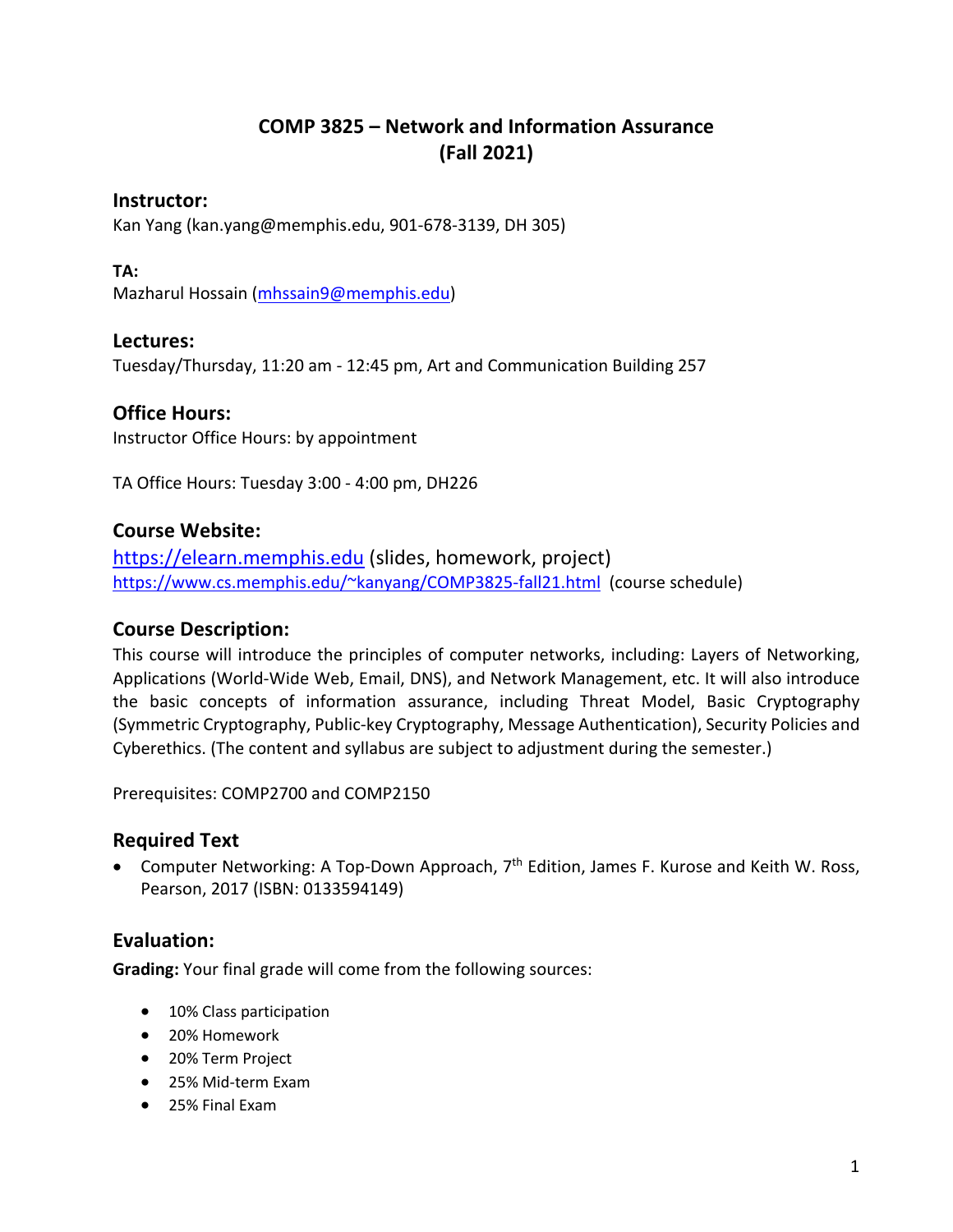# COMP 3825 – Network and Information Assurance
# (Fall 2021)

## Instructor:
Kan Yang (kan.yang@memphis.edu, 901-678-3139, DH 305)

### TA:
Mazharul Hossain (mhssain9@memphis.edu)

## Lectures:
Tuesday/Thursday, 11:20 am - 12:45 pm, Art and Communication Building 257

## Office Hours:
Instructor Office Hours: by appointment

TA Office Hours: Tuesday 3:00 - 4:00 pm, DH226

## Course Website:
https://elearn.memphis.edu (slides, homework, project)
https://www.cs.memphis.edu/~kanyang/COMP3825-fall21.html (course schedule)

## Course Description:
This course will introduce the principles of computer networks, including: Layers of Networking, Applications (World-Wide Web, Email, DNS), and Network Management, etc. It will also introduce the basic concepts of information assurance, including Threat Model, Basic Cryptography (Symmetric Cryptography, Public-key Cryptography, Message Authentication), Security Policies and Cyberethics. (The content and syllabus are subject to adjustment during the semester.)

Prerequisites: COMP2700 and COMP2150

## Required Text
- Computer Networking: A Top-Down Approach, 7th Edition, James F. Kurose and Keith W. Ross, Pearson, 2017 (ISBN: 0133594149)

## Evaluation:
**Grading:** Your final grade will come from the following sources:

- 10% Class participation
- 20% Homework
- 20% Term Project
- 25% Mid-term Exam
- 25% Final Exam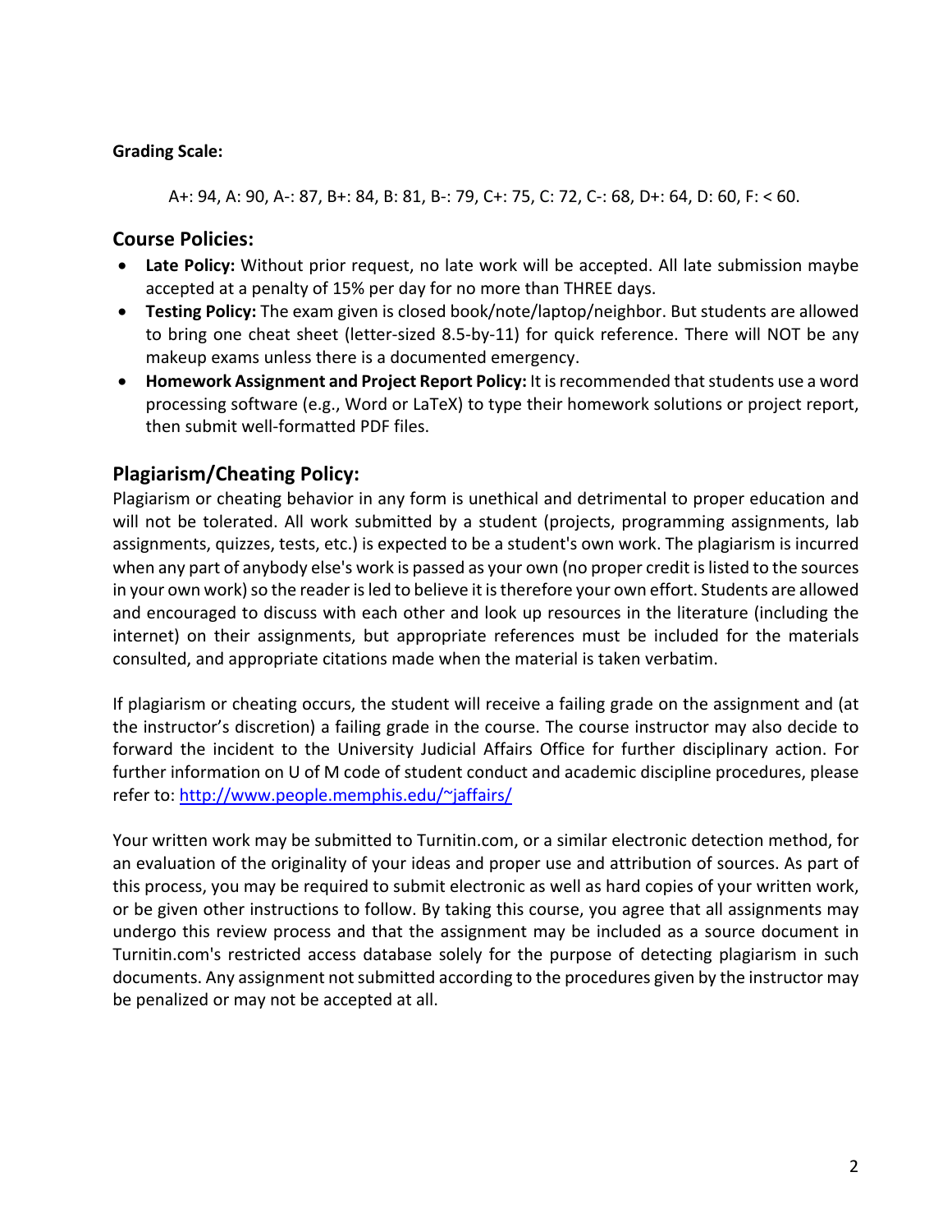**Grading Scale:**

A+: 94, A: 90, A-: 87, B+: 84, B: 81, B-: 79, C+: 75, C: 72, C-: 68, D+: 64, D: 60, F: < 60.

## Course Policies:

- **Late Policy:** Without prior request, no late work will be accepted. All late submission maybe accepted at a penalty of 15% per day for no more than THREE days.
- **Testing Policy:** The exam given is closed book/note/laptop/neighbor. But students are allowed to bring one cheat sheet (letter-sized 8.5-by-11) for quick reference. There will NOT be any makeup exams unless there is a documented emergency.
- **Homework Assignment and Project Report Policy:** It is recommended that students use a word processing software (e.g., Word or LaTeX) to type their homework solutions or project report, then submit well-formatted PDF files.

## Plagiarism/Cheating Policy:

Plagiarism or cheating behavior in any form is unethical and detrimental to proper education and will not be tolerated. All work submitted by a student (projects, programming assignments, lab assignments, quizzes, tests, etc.) is expected to be a student's own work. The plagiarism is incurred when any part of anybody else's work is passed as your own (no proper credit is listed to the sources in your own work) so the reader is led to believe it is therefore your own effort. Students are allowed and encouraged to discuss with each other and look up resources in the literature (including the internet) on their assignments, but appropriate references must be included for the materials consulted, and appropriate citations made when the material is taken verbatim.

If plagiarism or cheating occurs, the student will receive a failing grade on the assignment and (at the instructor's discretion) a failing grade in the course. The course instructor may also decide to forward the incident to the University Judicial Affairs Office for further disciplinary action. For further information on U of M code of student conduct and academic discipline procedures, please refer to: http://www.people.memphis.edu/~jaffairs/

Your written work may be submitted to Turnitin.com, or a similar electronic detection method, for an evaluation of the originality of your ideas and proper use and attribution of sources. As part of this process, you may be required to submit electronic as well as hard copies of your written work, or be given other instructions to follow. By taking this course, you agree that all assignments may undergo this review process and that the assignment may be included as a source document in Turnitin.com's restricted access database solely for the purpose of detecting plagiarism in such documents. Any assignment not submitted according to the procedures given by the instructor may be penalized or may not be accepted at all.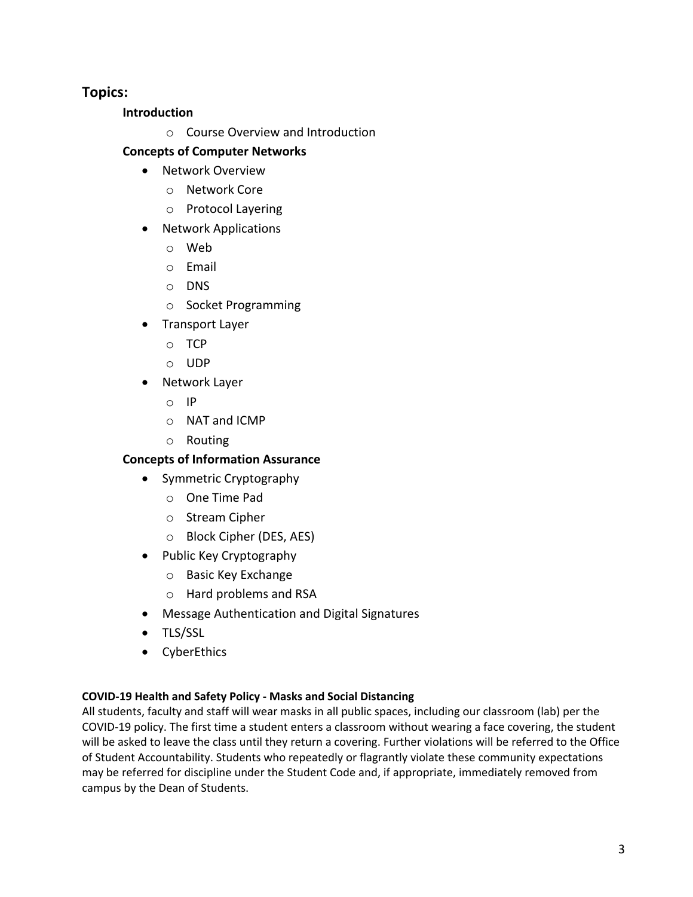## Topics:

**Introduction**

- Course Overview and Introduction

**Concepts of Computer Networks**

- Network Overview
  - Network Core
  - Protocol Layering
- Network Applications
  - Web
  - Email
  - DNS
  - Socket Programming
- Transport Layer
  - TCP
  - UDP
- Network Layer
  - IP
  - NAT and ICMP
  - Routing

**Concepts of Information Assurance**

- Symmetric Cryptography
  - One Time Pad
  - Stream Cipher
  - Block Cipher (DES, AES)
- Public Key Cryptography
  - Basic Key Exchange
  - Hard problems and RSA
- Message Authentication and Digital Signatures
- TLS/SSL
- CyberEthics

**COVID-19 Health and Safety Policy - Masks and Social Distancing**

All students, faculty and staff will wear masks in all public spaces, including our classroom (lab) per the COVID-19 policy. The first time a student enters a classroom without wearing a face covering, the student will be asked to leave the class until they return a covering. Further violations will be referred to the Office of Student Accountability. Students who repeatedly or flagrantly violate these community expectations may be referred for discipline under the Student Code and, if appropriate, immediately removed from campus by the Dean of Students.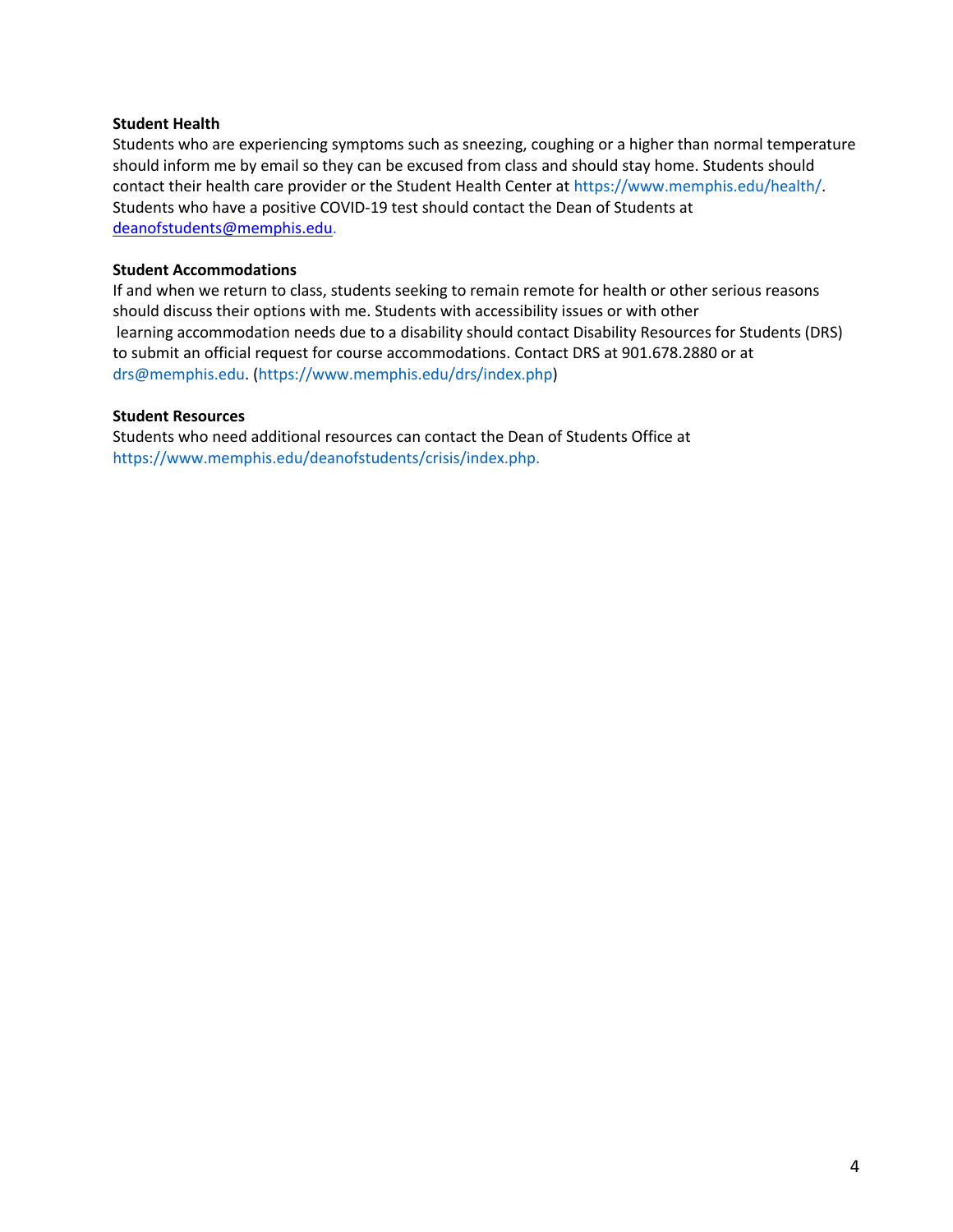**Student Health**

Students who are experiencing symptoms such as sneezing, coughing or a higher than normal temperature should inform me by email so they can be excused from class and should stay home. Students should contact their health care provider or the Student Health Center at https://www.memphis.edu/health/. Students who have a positive COVID-19 test should contact the Dean of Students at deanofstudents@memphis.edu.

**Student Accommodations**

If and when we return to class, students seeking to remain remote for health or other serious reasons should discuss their options with me. Students with accessibility issues or with other learning accommodation needs due to a disability should contact Disability Resources for Students (DRS) to submit an official request for course accommodations. Contact DRS at 901.678.2880 or at drs@memphis.edu. (https://www.memphis.edu/drs/index.php)

**Student Resources**

Students who need additional resources can contact the Dean of Students Office at https://www.memphis.edu/deanofstudents/crisis/index.php.